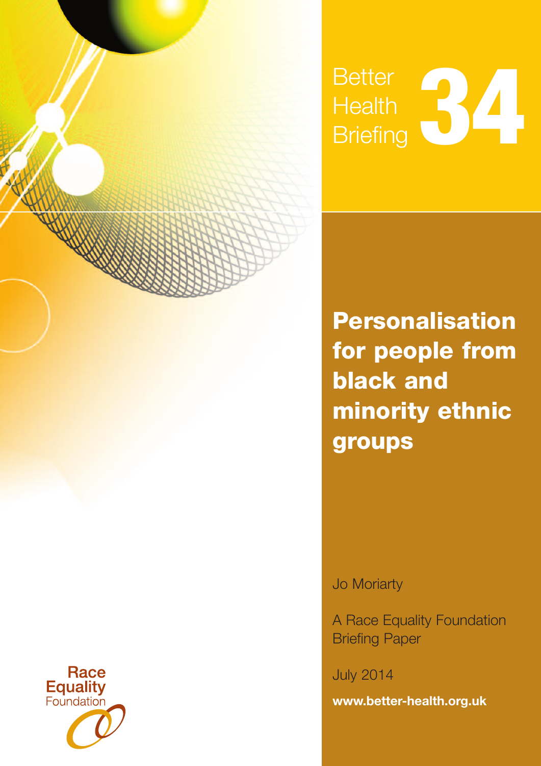Better Health Briefing **34**

# Personalisation for people from black and minority ethnic groups

Jo Moriarty

A Race Equality Foundation Briefing Paper

July 2014

**www.better-health.org.uk**

Race Equality Foundation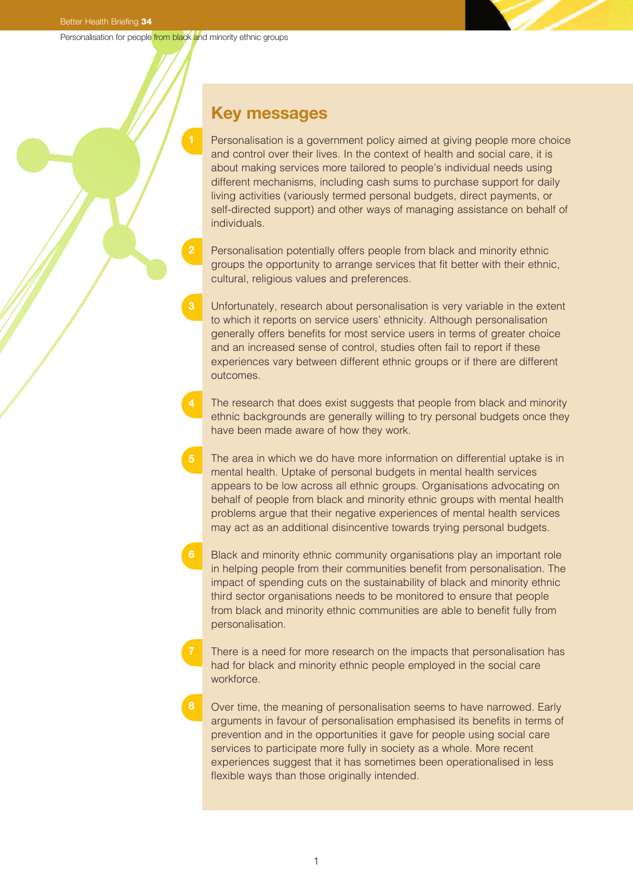## Key messages

1. Personalisation is a government policy aimed at giving people more choice and control over their lives. In the context of health and social care, it is about making services more tailored to people's individual needs using different mechanisms, including cash sums to purchase support for daily living activities (variously termed personal budgets, direct payments, or self-directed support) and other ways of managing assistance on behalf of individuals.

2. Personalisation potentially offers people from black and minority ethnic groups the opportunity to arrange services that fit better with their ethnic, cultural, religious values and preferences.

3. Unfortunately, research about personalisation is very variable in the extent to which it reports on service users' ethnicity. Although personalisation generally offers benefits for most service users in terms of greater choice and an increased sense of control, studies often fail to report if these experiences vary between different ethnic groups or if there are different outcomes.

4. The research that does exist suggests that people from black and minority ethnic backgrounds are generally willing to try personal budgets once they have been made aware of how they work.

5. The area in which we do have more information on differential uptake is in mental health. Uptake of personal budgets in mental health services appears to be low across all ethnic groups. Organisations advocating on behalf of people from black and minority ethnic groups with mental health problems argue that their negative experiences of mental health services may act as an additional disincentive towards trying personal budgets.

6. Black and minority ethnic community organisations play an important role in helping people from their communities benefit from personalisation. The impact of spending cuts on the sustainability of black and minority ethnic third sector organisations needs to be monitored to ensure that people from black and minority ethnic communities are able to benefit fully from personalisation.

7. There is a need for more research on the impacts that personalisation has had for black and minority ethnic people employed in the social care workforce.

8. Over time, the meaning of personalisation seems to have narrowed. Early arguments in favour of personalisation emphasised its benefits in terms of prevention and in the opportunities it gave for people using social care services to participate more fully in society as a whole. More recent experiences suggest that it has sometimes been operationalised in less flexible ways than those originally intended.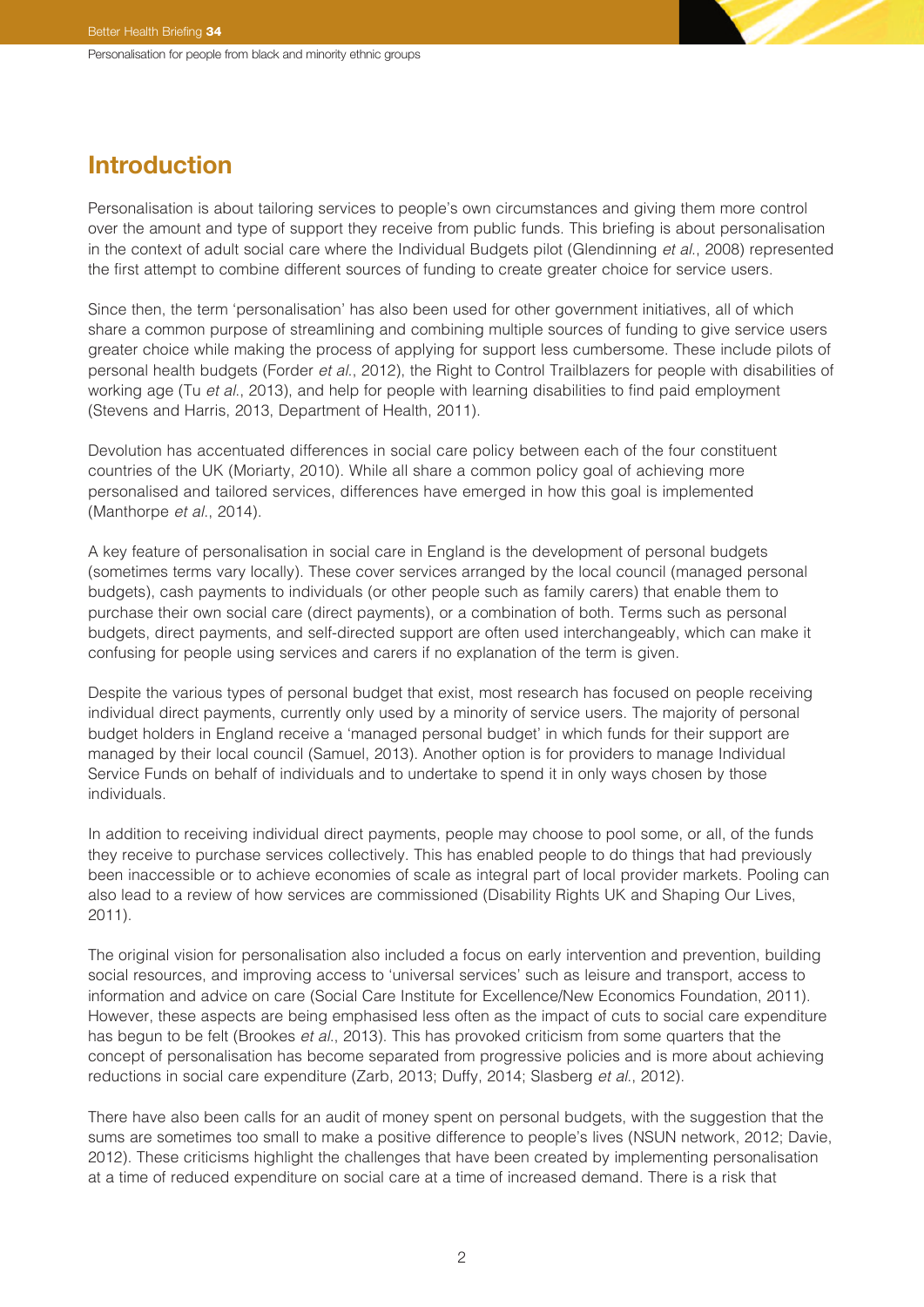## Introduction

Personalisation is about tailoring services to people's own circumstances and giving them more control over the amount and type of support they receive from public funds. This briefing is about personalisation in the context of adult social care where the Individual Budgets pilot (Glendinning *et al.*, 2008) represented the first attempt to combine different sources of funding to create greater choice for service users.

Since then, the term 'personalisation' has also been used for other government initiatives, all of which share a common purpose of streamlining and combining multiple sources of funding to give service users greater choice while making the process of applying for support less cumbersome. These include pilots of personal health budgets (Forder *et al.*, 2012), the Right to Control Trailblazers for people with disabilities of working age (Tu *et al.*, 2013), and help for people with learning disabilities to find paid employment (Stevens and Harris, 2013, Department of Health, 2011).

Devolution has accentuated differences in social care policy between each of the four constituent countries of the UK (Moriarty, 2010). While all share a common policy goal of achieving more personalised and tailored services, differences have emerged in how this goal is implemented (Manthorpe *et al.*, 2014).

A key feature of personalisation in social care in England is the development of personal budgets (sometimes terms vary locally). These cover services arranged by the local council (managed personal budgets), cash payments to individuals (or other people such as family carers) that enable them to purchase their own social care (direct payments), or a combination of both. Terms such as personal budgets, direct payments, and self-directed support are often used interchangeably, which can make it confusing for people using services and carers if no explanation of the term is given.

Despite the various types of personal budget that exist, most research has focused on people receiving individual direct payments, currently only used by a minority of service users. The majority of personal budget holders in England receive a 'managed personal budget' in which funds for their support are managed by their local council (Samuel, 2013). Another option is for providers to manage Individual Service Funds on behalf of individuals and to undertake to spend it in only ways chosen by those individuals.

In addition to receiving individual direct payments, people may choose to pool some, or all, of the funds they receive to purchase services collectively. This has enabled people to do things that had previously been inaccessible or to achieve economies of scale as integral part of local provider markets. Pooling can also lead to a review of how services are commissioned (Disability Rights UK and Shaping Our Lives, 2011).

The original vision for personalisation also included a focus on early intervention and prevention, building social resources, and improving access to 'universal services' such as leisure and transport, access to information and advice on care (Social Care Institute for Excellence/New Economics Foundation, 2011). However, these aspects are being emphasised less often as the impact of cuts to social care expenditure has begun to be felt (Brookes *et al.*, 2013). This has provoked criticism from some quarters that the concept of personalisation has become separated from progressive policies and is more about achieving reductions in social care expenditure (Zarb, 2013; Duffy, 2014; Slasberg *et al.*, 2012).

There have also been calls for an audit of money spent on personal budgets, with the suggestion that the sums are sometimes too small to make a positive difference to people's lives (NSUN network, 2012; Davie, 2012). These criticisms highlight the challenges that have been created by implementing personalisation at a time of reduced expenditure on social care at a time of increased demand. There is a risk that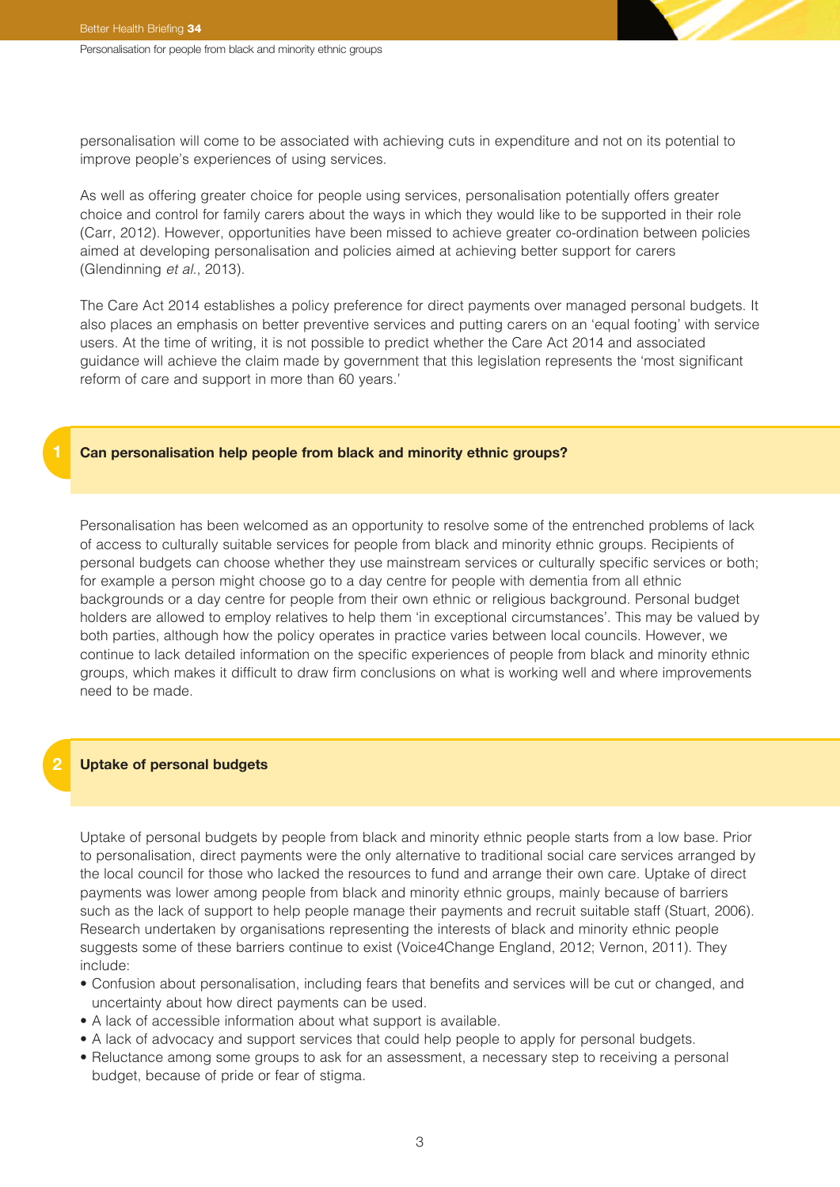personalisation will come to be associated with achieving cuts in expenditure and not on its potential to improve people's experiences of using services.

As well as offering greater choice for people using services, personalisation potentially offers greater choice and control for family carers about the ways in which they would like to be supported in their role (Carr, 2012). However, opportunities have been missed to achieve greater co-ordination between policies aimed at developing personalisation and policies aimed at achieving better support for carers (Glendinning *et al.*, 2013).

The Care Act 2014 establishes a policy preference for direct payments over managed personal budgets. It also places an emphasis on better preventive services and putting carers on an 'equal footing' with service users. At the time of writing, it is not possible to predict whether the Care Act 2014 and associated guidance will achieve the claim made by government that this legislation represents the 'most significant reform of care and support in more than 60 years.'

## 1 Can personalisation help people from black and minority ethnic groups?

Personalisation has been welcomed as an opportunity to resolve some of the entrenched problems of lack of access to culturally suitable services for people from black and minority ethnic groups. Recipients of personal budgets can choose whether they use mainstream services or culturally specific services or both; for example a person might choose go to a day centre for people with dementia from all ethnic backgrounds or a day centre for people from their own ethnic or religious background. Personal budget holders are allowed to employ relatives to help them 'in exceptional circumstances'. This may be valued by both parties, although how the policy operates in practice varies between local councils. However, we continue to lack detailed information on the specific experiences of people from black and minority ethnic groups, which makes it difficult to draw firm conclusions on what is working well and where improvements need to be made.

## 2 Uptake of personal budgets

Uptake of personal budgets by people from black and minority ethnic people starts from a low base. Prior to personalisation, direct payments were the only alternative to traditional social care services arranged by the local council for those who lacked the resources to fund and arrange their own care. Uptake of direct payments was lower among people from black and minority ethnic groups, mainly because of barriers such as the lack of support to help people manage their payments and recruit suitable staff (Stuart, 2006). Research undertaken by organisations representing the interests of black and minority ethnic people suggests some of these barriers continue to exist (Voice4Change England, 2012; Vernon, 2011). They include:

- Confusion about personalisation, including fears that benefits and services will be cut or changed, and uncertainty about how direct payments can be used.
- A lack of accessible information about what support is available.
- A lack of advocacy and support services that could help people to apply for personal budgets.
- Reluctance among some groups to ask for an assessment, a necessary step to receiving a personal budget, because of pride or fear of stigma.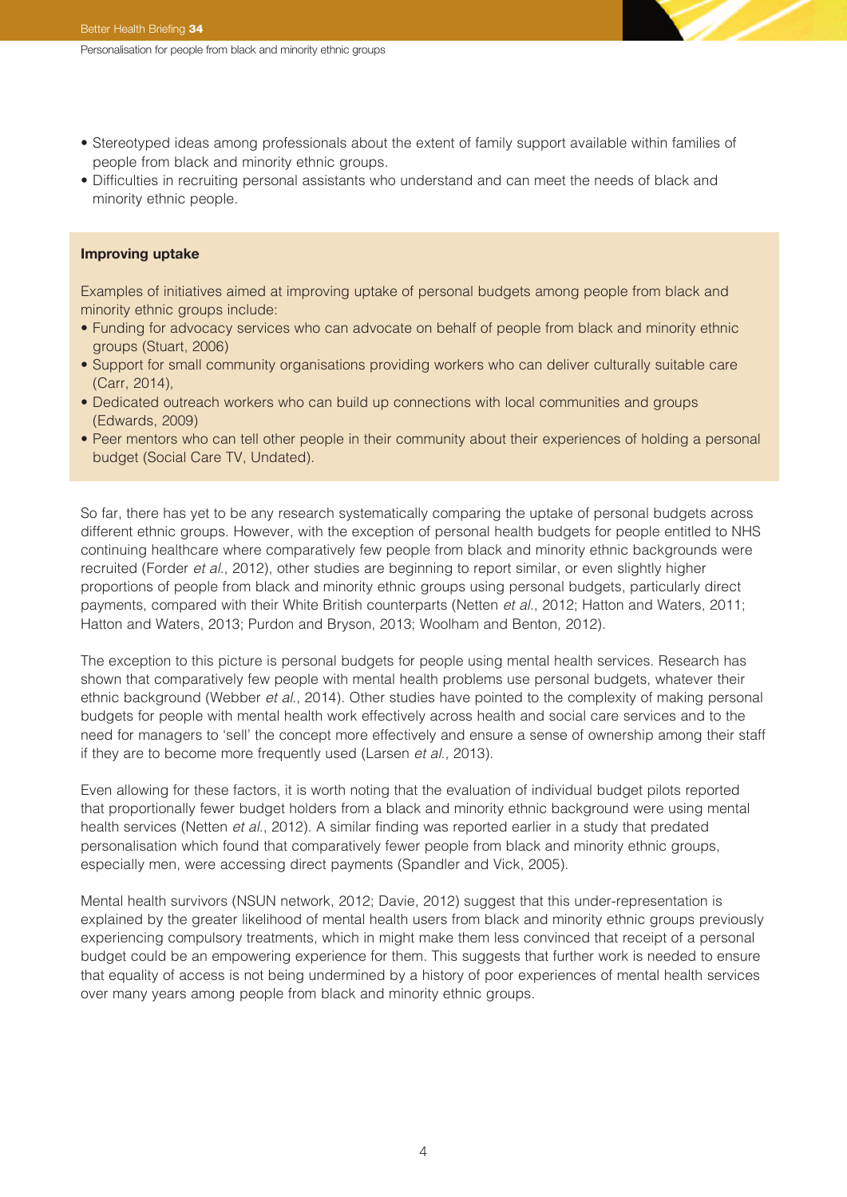- Stereotyped ideas among professionals about the extent of family support available within families of people from black and minority ethnic groups.
- Difficulties in recruiting personal assistants who understand and can meet the needs of black and minority ethnic people.

**Improving uptake**

Examples of initiatives aimed at improving uptake of personal budgets among people from black and minority ethnic groups include:

- Funding for advocacy services who can advocate on behalf of people from black and minority ethnic groups (Stuart, 2006)
- Support for small community organisations providing workers who can deliver culturally suitable care (Carr, 2014),
- Dedicated outreach workers who can build up connections with local communities and groups (Edwards, 2009)
- Peer mentors who can tell other people in their community about their experiences of holding a personal budget (Social Care TV, Undated).

So far, there has yet to be any research systematically comparing the uptake of personal budgets across different ethnic groups. However, with the exception of personal health budgets for people entitled to NHS continuing healthcare where comparatively few people from black and minority ethnic backgrounds were recruited (Forder *et al.*, 2012), other studies are beginning to report similar, or even slightly higher proportions of people from black and minority ethnic groups using personal budgets, particularly direct payments, compared with their White British counterparts (Netten *et al.*, 2012; Hatton and Waters, 2011; Hatton and Waters, 2013; Purdon and Bryson, 2013; Woolham and Benton, 2012).

The exception to this picture is personal budgets for people using mental health services. Research has shown that comparatively few people with mental health problems use personal budgets, whatever their ethnic background (Webber *et al.*, 2014). Other studies have pointed to the complexity of making personal budgets for people with mental health work effectively across health and social care services and to the need for managers to 'sell' the concept more effectively and ensure a sense of ownership among their staff if they are to become more frequently used (Larsen *et al.*, 2013).

Even allowing for these factors, it is worth noting that the evaluation of individual budget pilots reported that proportionally fewer budget holders from a black and minority ethnic background were using mental health services (Netten *et al.*, 2012). A similar finding was reported earlier in a study that predated personalisation which found that comparatively fewer people from black and minority ethnic groups, especially men, were accessing direct payments (Spandler and Vick, 2005).

Mental health survivors (NSUN network, 2012; Davie, 2012) suggest that this under-representation is explained by the greater likelihood of mental health users from black and minority ethnic groups previously experiencing compulsory treatments, which in might make them less convinced that receipt of a personal budget could be an empowering experience for them. This suggests that further work is needed to ensure that equality of access is not being undermined by a history of poor experiences of mental health services over many years among people from black and minority ethnic groups.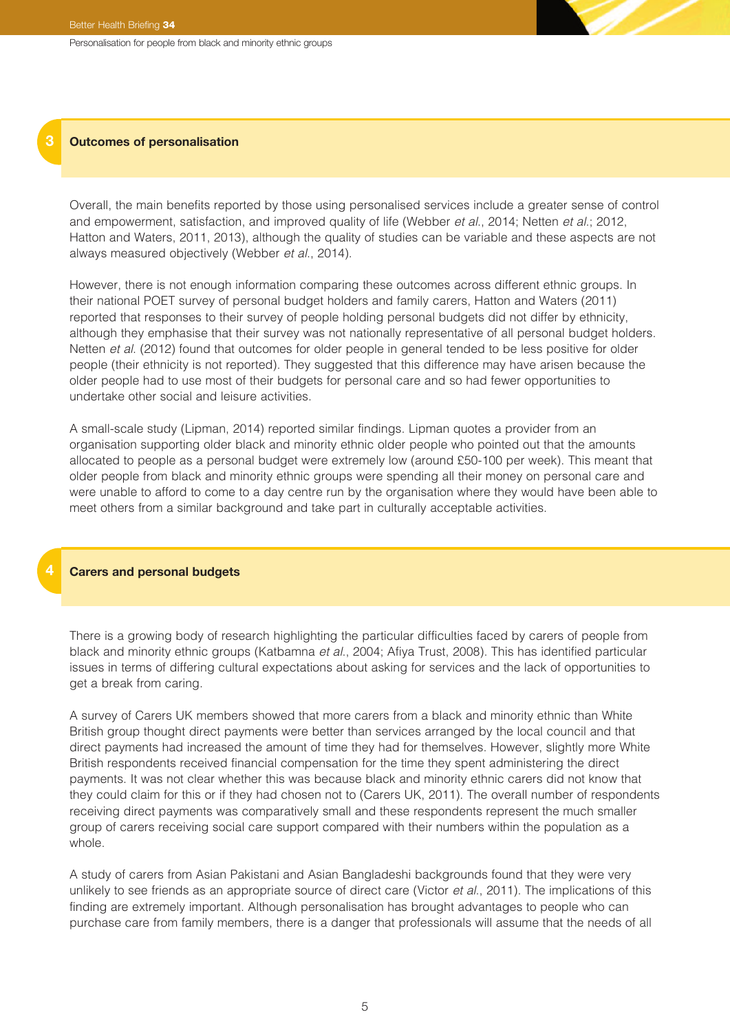## 3 Outcomes of personalisation

Overall, the main benefits reported by those using personalised services include a greater sense of control and empowerment, satisfaction, and improved quality of life (Webber *et al.*, 2014; Netten *et al.*; 2012, Hatton and Waters, 2011, 2013), although the quality of studies can be variable and these aspects are not always measured objectively (Webber *et al.*, 2014).

However, there is not enough information comparing these outcomes across different ethnic groups. In their national POET survey of personal budget holders and family carers, Hatton and Waters (2011) reported that responses to their survey of people holding personal budgets did not differ by ethnicity, although they emphasise that their survey was not nationally representative of all personal budget holders. Netten *et al.* (2012) found that outcomes for older people in general tended to be less positive for older people (their ethnicity is not reported). They suggested that this difference may have arisen because the older people had to use most of their budgets for personal care and so had fewer opportunities to undertake other social and leisure activities.

A small-scale study (Lipman, 2014) reported similar findings. Lipman quotes a provider from an organisation supporting older black and minority ethnic older people who pointed out that the amounts allocated to people as a personal budget were extremely low (around £50-100 per week). This meant that older people from black and minority ethnic groups were spending all their money on personal care and were unable to afford to come to a day centre run by the organisation where they would have been able to meet others from a similar background and take part in culturally acceptable activities.

## 4 Carers and personal budgets

There is a growing body of research highlighting the particular difficulties faced by carers of people from black and minority ethnic groups (Katbamna *et al.*, 2004; Afiya Trust, 2008). This has identified particular issues in terms of differing cultural expectations about asking for services and the lack of opportunities to get a break from caring.

A survey of Carers UK members showed that more carers from a black and minority ethnic than White British group thought direct payments were better than services arranged by the local council and that direct payments had increased the amount of time they had for themselves. However, slightly more White British respondents received financial compensation for the time they spent administering the direct payments. It was not clear whether this was because black and minority ethnic carers did not know that they could claim for this or if they had chosen not to (Carers UK, 2011). The overall number of respondents receiving direct payments was comparatively small and these respondents represent the much smaller group of carers receiving social care support compared with their numbers within the population as a whole.

A study of carers from Asian Pakistani and Asian Bangladeshi backgrounds found that they were very unlikely to see friends as an appropriate source of direct care (Victor *et al.*, 2011). The implications of this finding are extremely important. Although personalisation has brought advantages to people who can purchase care from family members, there is a danger that professionals will assume that the needs of all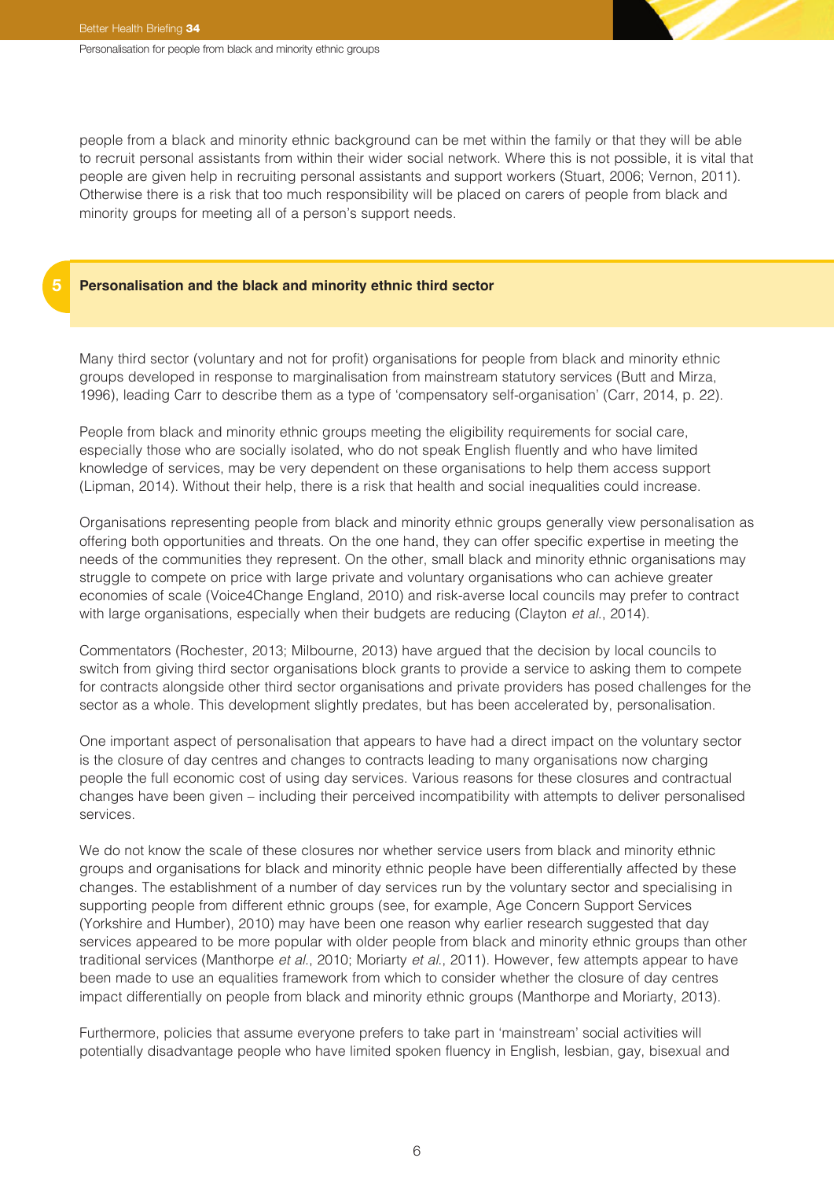people from a black and minority ethnic background can be met within the family or that they will be able to recruit personal assistants from within their wider social network. Where this is not possible, it is vital that people are given help in recruiting personal assistants and support workers (Stuart, 2006; Vernon, 2011). Otherwise there is a risk that too much responsibility will be placed on carers of people from black and minority groups for meeting all of a person's support needs.

## 5 Personalisation and the black and minority ethnic third sector

Many third sector (voluntary and not for profit) organisations for people from black and minority ethnic groups developed in response to marginalisation from mainstream statutory services (Butt and Mirza, 1996), leading Carr to describe them as a type of 'compensatory self-organisation' (Carr, 2014, p. 22).

People from black and minority ethnic groups meeting the eligibility requirements for social care, especially those who are socially isolated, who do not speak English fluently and who have limited knowledge of services, may be very dependent on these organisations to help them access support (Lipman, 2014). Without their help, there is a risk that health and social inequalities could increase.

Organisations representing people from black and minority ethnic groups generally view personalisation as offering both opportunities and threats. On the one hand, they can offer specific expertise in meeting the needs of the communities they represent. On the other, small black and minority ethnic organisations may struggle to compete on price with large private and voluntary organisations who can achieve greater economies of scale (Voice4Change England, 2010) and risk-averse local councils may prefer to contract with large organisations, especially when their budgets are reducing (Clayton *et al.*, 2014).

Commentators (Rochester, 2013; Milbourne, 2013) have argued that the decision by local councils to switch from giving third sector organisations block grants to provide a service to asking them to compete for contracts alongside other third sector organisations and private providers has posed challenges for the sector as a whole. This development slightly predates, but has been accelerated by, personalisation.

One important aspect of personalisation that appears to have had a direct impact on the voluntary sector is the closure of day centres and changes to contracts leading to many organisations now charging people the full economic cost of using day services. Various reasons for these closures and contractual changes have been given – including their perceived incompatibility with attempts to deliver personalised services.

We do not know the scale of these closures nor whether service users from black and minority ethnic groups and organisations for black and minority ethnic people have been differentially affected by these changes. The establishment of a number of day services run by the voluntary sector and specialising in supporting people from different ethnic groups (see, for example, Age Concern Support Services (Yorkshire and Humber), 2010) may have been one reason why earlier research suggested that day services appeared to be more popular with older people from black and minority ethnic groups than other traditional services (Manthorpe *et al.*, 2010; Moriarty *et al.*, 2011). However, few attempts appear to have been made to use an equalities framework from which to consider whether the closure of day centres impact differentially on people from black and minority ethnic groups (Manthorpe and Moriarty, 2013).

Furthermore, policies that assume everyone prefers to take part in 'mainstream' social activities will potentially disadvantage people who have limited spoken fluency in English, lesbian, gay, bisexual and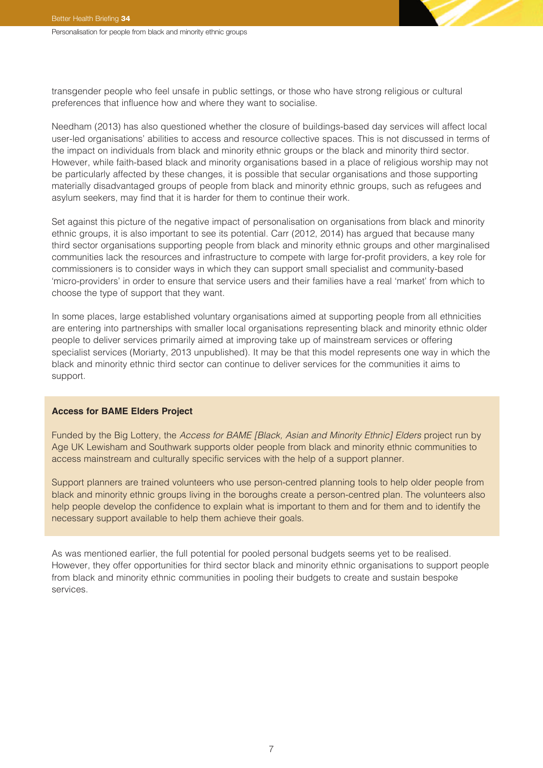transgender people who feel unsafe in public settings, or those who have strong religious or cultural preferences that influence how and where they want to socialise.

Needham (2013) has also questioned whether the closure of buildings-based day services will affect local user-led organisations' abilities to access and resource collective spaces. This is not discussed in terms of the impact on individuals from black and minority ethnic groups or the black and minority third sector. However, while faith-based black and minority organisations based in a place of religious worship may not be particularly affected by these changes, it is possible that secular organisations and those supporting materially disadvantaged groups of people from black and minority ethnic groups, such as refugees and asylum seekers, may find that it is harder for them to continue their work.

Set against this picture of the negative impact of personalisation on organisations from black and minority ethnic groups, it is also important to see its potential. Carr (2012, 2014) has argued that because many third sector organisations supporting people from black and minority ethnic groups and other marginalised communities lack the resources and infrastructure to compete with large for-profit providers, a key role for commissioners is to consider ways in which they can support small specialist and community-based 'micro-providers' in order to ensure that service users and their families have a real 'market' from which to choose the type of support that they want.

In some places, large established voluntary organisations aimed at supporting people from all ethnicities are entering into partnerships with smaller local organisations representing black and minority ethnic older people to deliver services primarily aimed at improving take up of mainstream services or offering specialist services (Moriarty, 2013 unpublished). It may be that this model represents one way in which the black and minority ethnic third sector can continue to deliver services for the communities it aims to support.

**Access for BAME Elders Project**

Funded by the Big Lottery, the *Access for BAME [Black, Asian and Minority Ethnic] Elders* project run by Age UK Lewisham and Southwark supports older people from black and minority ethnic communities to access mainstream and culturally specific services with the help of a support planner.

Support planners are trained volunteers who use person-centred planning tools to help older people from black and minority ethnic groups living in the boroughs create a person-centred plan. The volunteers also help people develop the confidence to explain what is important to them and for them and to identify the necessary support available to help them achieve their goals.

As was mentioned earlier, the full potential for pooled personal budgets seems yet to be realised. However, they offer opportunities for third sector black and minority ethnic organisations to support people from black and minority ethnic communities in pooling their budgets to create and sustain bespoke services.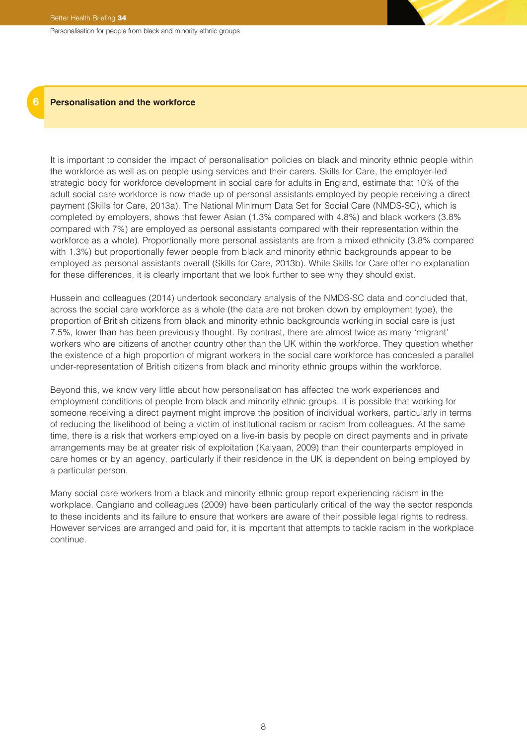## 6 Personalisation and the workforce

It is important to consider the impact of personalisation policies on black and minority ethnic people within the workforce as well as on people using services and their carers. Skills for Care, the employer-led strategic body for workforce development in social care for adults in England, estimate that 10% of the adult social care workforce is now made up of personal assistants employed by people receiving a direct payment (Skills for Care, 2013a). The National Minimum Data Set for Social Care (NMDS-SC), which is completed by employers, shows that fewer Asian (1.3% compared with 4.8%) and black workers (3.8% compared with 7%) are employed as personal assistants compared with their representation within the workforce as a whole). Proportionally more personal assistants are from a mixed ethnicity (3.8% compared with 1.3%) but proportionally fewer people from black and minority ethnic backgrounds appear to be employed as personal assistants overall (Skills for Care, 2013b). While Skills for Care offer no explanation for these differences, it is clearly important that we look further to see why they should exist.

Hussein and colleagues (2014) undertook secondary analysis of the NMDS-SC data and concluded that, across the social care workforce as a whole (the data are not broken down by employment type), the proportion of British citizens from black and minority ethnic backgrounds working in social care is just 7.5%, lower than has been previously thought. By contrast, there are almost twice as many 'migrant' workers who are citizens of another country other than the UK within the workforce. They question whether the existence of a high proportion of migrant workers in the social care workforce has concealed a parallel under-representation of British citizens from black and minority ethnic groups within the workforce.

Beyond this, we know very little about how personalisation has affected the work experiences and employment conditions of people from black and minority ethnic groups. It is possible that working for someone receiving a direct payment might improve the position of individual workers, particularly in terms of reducing the likelihood of being a victim of institutional racism or racism from colleagues. At the same time, there is a risk that workers employed on a live-in basis by people on direct payments and in private arrangements may be at greater risk of exploitation (Kalyaan, 2009) than their counterparts employed in care homes or by an agency, particularly if their residence in the UK is dependent on being employed by a particular person.

Many social care workers from a black and minority ethnic group report experiencing racism in the workplace. Cangiano and colleagues (2009) have been particularly critical of the way the sector responds to these incidents and its failure to ensure that workers are aware of their possible legal rights to redress. However services are arranged and paid for, it is important that attempts to tackle racism in the workplace continue.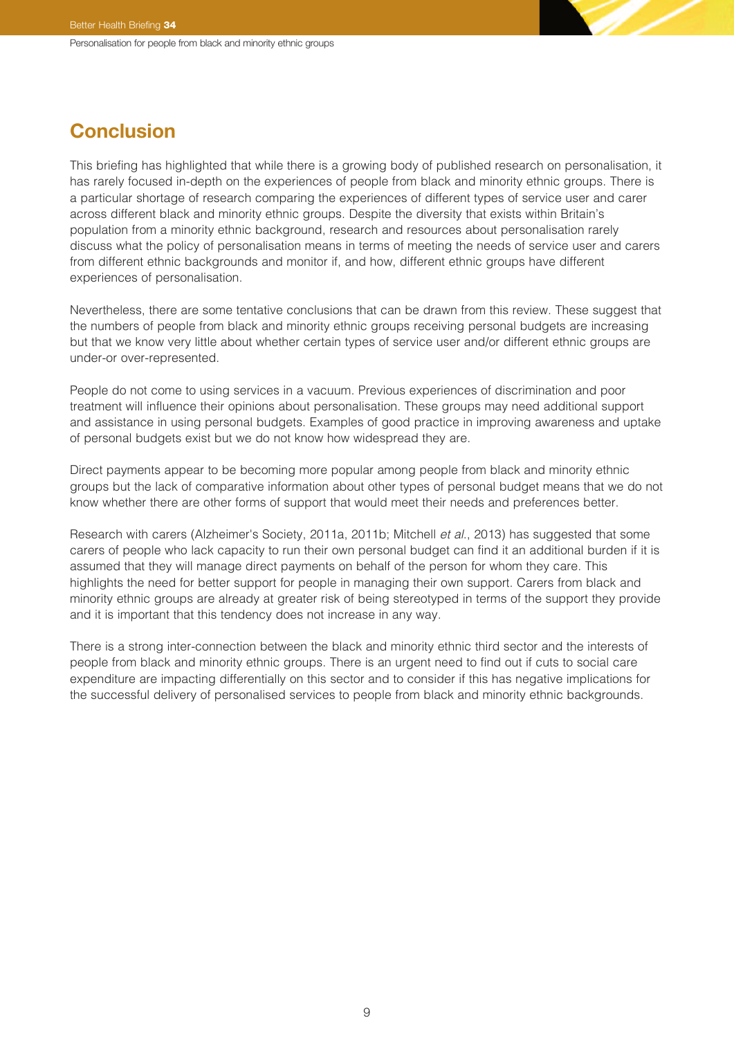## Conclusion

This briefing has highlighted that while there is a growing body of published research on personalisation, it has rarely focused in-depth on the experiences of people from black and minority ethnic groups. There is a particular shortage of research comparing the experiences of different types of service user and carer across different black and minority ethnic groups. Despite the diversity that exists within Britain's population from a minority ethnic background, research and resources about personalisation rarely discuss what the policy of personalisation means in terms of meeting the needs of service user and carers from different ethnic backgrounds and monitor if, and how, different ethnic groups have different experiences of personalisation.

Nevertheless, there are some tentative conclusions that can be drawn from this review. These suggest that the numbers of people from black and minority ethnic groups receiving personal budgets are increasing but that we know very little about whether certain types of service user and/or different ethnic groups are under-or over-represented.

People do not come to using services in a vacuum. Previous experiences of discrimination and poor treatment will influence their opinions about personalisation. These groups may need additional support and assistance in using personal budgets. Examples of good practice in improving awareness and uptake of personal budgets exist but we do not know how widespread they are.

Direct payments appear to be becoming more popular among people from black and minority ethnic groups but the lack of comparative information about other types of personal budget means that we do not know whether there are other forms of support that would meet their needs and preferences better.

Research with carers (Alzheimer's Society, 2011a, 2011b; Mitchell *et al.*, 2013) has suggested that some carers of people who lack capacity to run their own personal budget can find it an additional burden if it is assumed that they will manage direct payments on behalf of the person for whom they care. This highlights the need for better support for people in managing their own support. Carers from black and minority ethnic groups are already at greater risk of being stereotyped in terms of the support they provide and it is important that this tendency does not increase in any way.

There is a strong inter-connection between the black and minority ethnic third sector and the interests of people from black and minority ethnic groups. There is an urgent need to find out if cuts to social care expenditure are impacting differentially on this sector and to consider if this has negative implications for the successful delivery of personalised services to people from black and minority ethnic backgrounds.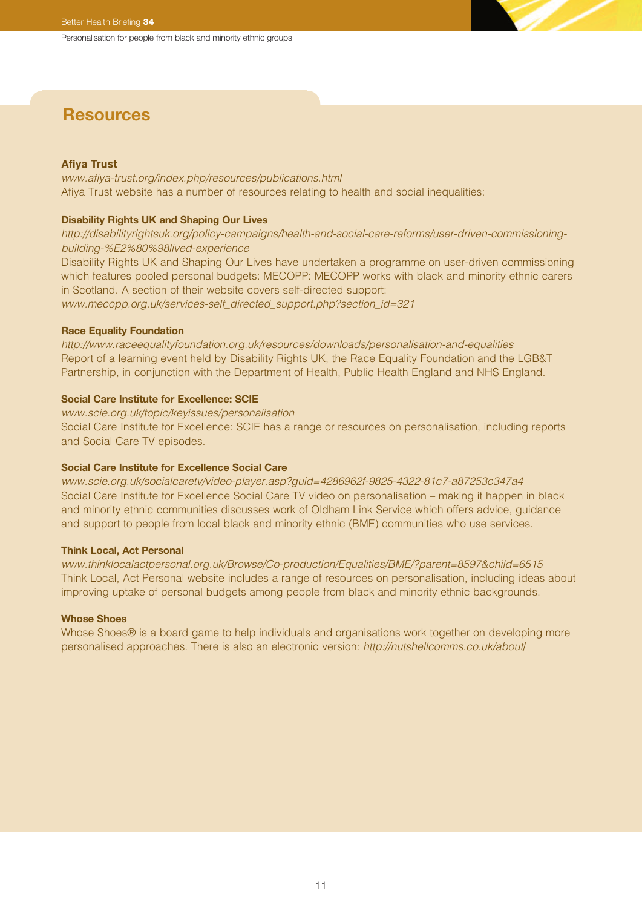## Resources

**Afiya Trust**
*www.afiya-trust.org/index.php/resources/publications.html*
Afiya Trust website has a number of resources relating to health and social inequalities:

**Disability Rights UK and Shaping Our Lives**
*http://disabilityrightsuk.org/policy-campaigns/health-and-social-care-reforms/user-driven-commissioning-building-%E2%80%98lived-experience*
Disability Rights UK and Shaping Our Lives have undertaken a programme on user-driven commissioning which features pooled personal budgets: MECOPP: MECOPP works with black and minority ethnic carers in Scotland. A section of their website covers self-directed support:
*www.mecopp.org.uk/services-self_directed_support.php?section_id=321*

**Race Equality Foundation**
*http://www.raceequalityfoundation.org.uk/resources/downloads/personalisation-and-equalities*
Report of a learning event held by Disability Rights UK, the Race Equality Foundation and the LGB&T Partnership, in conjunction with the Department of Health, Public Health England and NHS England.

**Social Care Institute for Excellence: SCIE**
*www.scie.org.uk/topic/keyissues/personalisation*
Social Care Institute for Excellence: SCIE has a range or resources on personalisation, including reports and Social Care TV episodes.

**Social Care Institute for Excellence Social Care**
*www.scie.org.uk/socialcaretv/video-player.asp?guid=4286962f-9825-4322-81c7-a87253c347a4*
Social Care Institute for Excellence Social Care TV video on personalisation – making it happen in black and minority ethnic communities discusses work of Oldham Link Service which offers advice, guidance and support to people from local black and minority ethnic (BME) communities who use services.

**Think Local, Act Personal**
*www.thinklocalactpersonal.org.uk/Browse/Co-production/Equalities/BME/?parent=8597&child=6515*
Think Local, Act Personal website includes a range of resources on personalisation, including ideas about improving uptake of personal budgets among people from black and minority ethnic backgrounds.

**Whose Shoes**
Whose Shoes® is a board game to help individuals and organisations work together on developing more personalised approaches. There is also an electronic version: *http://nutshellcomms.co.uk/about/*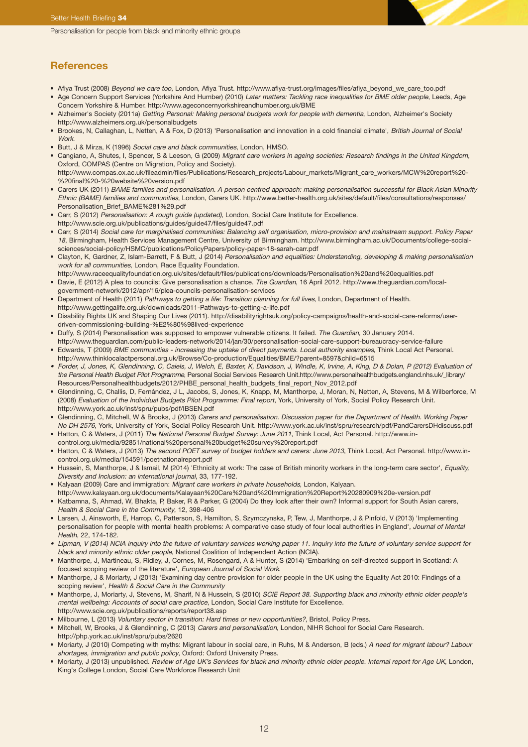## References

- Afiya Trust (2008) *Beyond we care too*, London, Afiya Trust. http://www.afiya-trust.org/images/files/afiya_beyond_we_care_too.pdf
- Age Concern Support Services (Yorkshire And Humber) (2010) *Later matters: Tackling race inequalities for BME older people*, Leeds, Age Concern Yorkshire & Humber. http://www.ageconcernyorkshireandhumber.org.uk/BME
- Alzheimer's Society (2011a) *Getting Personal: Making personal budgets work for people with dementia*, London, Alzheimer's Society http://www.alzheimers.org.uk/personalbudgets
- Brookes, N, Callaghan, L, Netten, A & Fox, D (2013) 'Personalisation and innovation in a cold financial climate', *British Journal of Social Work*.
- Butt, J & Mirza, K (1996) *Social care and black communities*, London, HMSO.
- Cangiano, A, Shutes, I, Spencer, S & Leeson, G (2009) *Migrant care workers in ageing societies: Research findings in the United Kingdom*, Oxford, COMPAS (Centre on Migration, Policy and Society). http://www.compas.ox.ac.uk/fileadmin/files/Publications/Research_projects/Labour_markets/Migrant_care_workers/MCW%20report%20-%20final%20-%20website%20version.pdf
- Carers UK (2011) *BAME families and personalisation. A person centred approach: making personalisation successful for Black Asian Minority Ethnic (BAME) families and communities*, London, Carers UK. http://www.better-health.org.uk/sites/default/files/consultations/responses/Personalisation_Brief_BAME%281%29.pdf
- Carr, S (2012) *Personalisation: A rough guide (updated)*, London, Social Care Institute for Excellence. http://www.scie.org.uk/publications/guides/guide47/files/guide47.pdf
- Carr, S (2014) *Social care for marginalised communities: Balancing self organisation, micro-provision and mainstream support. Policy Paper 18*, Birmingham, Health Services Management Centre, University of Birmingham. http://www.birmingham.ac.uk/Documents/college-social-sciences/social-policy/HSMC/publications/PolicyPapers/policy-paper-18-sarah-carr.pdf
- Clayton, K, Gardner, Z, Islam-Barrett, F & Butt, J (2014) *Personalisation and equalities: Understanding, developing & making personalisation work for all communities*, London, Race Equality Foundation. http://www.raceequalityfoundation.org.uk/sites/default/files/publications/downloads/Personalisation%20and%20equalities.pdf
- Davie, E (2012) A plea to councils: Give personalisation a chance. *The Guardian*, 16 April 2012. http://www.theguardian.com/local-government-network/2012/apr/16/plea-councils-personalisation-services
- Department of Health (2011) *Pathways to getting a life: Transition planning for full lives*, London, Department of Health. http://www.gettingalife.org.uk/downloads/2011-Pathways-to-getting-a-life.pdf
- Disability Rights UK and Shaping Our Lives (2011). http://disabilityrightsuk.org/policy-campaigns/health-and-social-care-reforms/user-driven-commissioning-building-%E2%80%98lived-experience
- Duffy, S (2014) Personalisation was supposed to empower vulnerable citizens. It failed. *The Guardian*, 30 January 2014. http://www.theguardian.com/public-leaders-network/2014/jan/30/personalisation-social-care-support-bureaucracy-service-failure
- Edwards, T (2009) *BME communities - increasing the uptake of direct payments. Local authority examples*, Think Local Act Personal. http://www.thinklocalactpersonal.org.uk/Browse/Co-production/Equalities/BME/?parent=8597&child=6515
- *Forder, J, Jones, K, Glendinning, C, Caiels, J, Welch, E, Baxter, K, Davidson, J, Windle, K, Irvine, A, King, D & Dolan, P (2012) Evaluation of the Personal Health Budget Pilot Programme*, Personal Social Services Research Unit.http://www.personalhealthbudgets.england.nhs.uk/_library/Resources/Personalhealthbudgets/2012/PHBE_personal_health_budgets_final_report_Nov_2012.pdf
- Glendinning, C, Challis, D, Fernández, J L, Jacobs, S, Jones, K, Knapp, M, Manthorpe, J, Moran, N, Netten, A, Stevens, M & Wilberforce, M (2008) *Evaluation of the Individual Budgets Pilot Programme: Final report*, York, University of York, Social Policy Research Unit. http://www.york.ac.uk/inst/spru/pubs/pdf/IBSEN.pdf
- Glendinning, C, Mitchell, W & Brooks, J (2013) *Carers and personalisation. Discussion paper for the Department of Health. Working Paper No DH 2576*, York, University of York, Social Policy Research Unit. http://www.york.ac.uk/inst/spru/research/pdf/PandCarersDHdiscuss.pdf
- Hatton, C & Waters, J (2011) *The National Personal Budget Survey: June 2011*, Think Local, Act Personal. http://www.in-control.org.uk/media/92851/national%20personal%20budget%20survey%20report.pdf
- Hatton, C & Waters, J (2013) *The second POET survey of budget holders and carers: June 2013*, Think Local, Act Personal. http://www.in-control.org.uk/media/154591/poetnationalreport.pdf
- Hussein, S, Manthorpe, J & Ismail, M (2014) 'Ethnicity at work: The case of British minority workers in the long-term care sector', *Equality, Diversity and Inclusion: an international journal*, 33, 177-192.
- Kalyaan (2009) Care and immigration: *Migrant care workers in private households*, London, Kalyaan. http://www.kalayaan.org.uk/documents/Kalayaan%20Care%20and%20Immigration%20Report%20280909%20e-version.pdf
- Katbamna, S, Ahmad, W, Bhakta, P, Baker, R & Parker, G (2004) Do they look after their own? Informal support for South Asian carers, *Health & Social Care in the Community*, 12, 398-406
- Larsen, J, Ainsworth, E, Harrop, C, Patterson, S, Hamilton, S, Szymczynska, P, Tew, J, Manthorpe, J & Pinfold, V (2013) 'Implementing personalisation for people with mental health problems: A comparative case study of four local authorities in England', *Journal of Mental Health*, 22, 174-182.
- *Lipman, V (2014) NCIA inquiry into the future of voluntary services working paper 11. Inquiry into the future of voluntary service support for black and minority ethnic older people*, National Coalition of Independent Action (NCIA).
- Manthorpe, J, Martineau, S, Ridley, J, Cornes, M, Rosengard, A & Hunter, S (2014) 'Embarking on self-directed support in Scotland: A focused scoping review of the literature', *European Journal of Social Work*.
- Manthorpe, J & Moriarty, J (2013) 'Examining day centre provision for older people in the UK using the Equality Act 2010: Findings of a scoping review', *Health & Social Care in the Community*
- Manthorpe, J, Moriarty, J, Stevens, M, Sharif, N & Hussein, S (2010) *SCIE Report 38. Supporting black and minority ethnic older people's mental wellbeing: Accounts of social care practice*, London, Social Care Institute for Excellence. http://www.scie.org.uk/publications/reports/report38.asp
- Milbourne, L (2013) *Voluntary sector in transition: Hard times or new opportunities?*, Bristol, Policy Press.
- Mitchell, W, Brooks, J & Glendinning, C (2013) *Carers and personalisation*, London, NIHR School for Social Care Research. http://php.york.ac.uk/inst/spru/pubs/2620
- Moriarty, J (2010) Competing with myths: Migrant labour in social care, in Ruhs, M & Anderson, B (eds.) *A need for migrant labour? Labour shortages, immigration and public policy*, Oxford: Oxford University Press.
- Moriarty, J (2013) unpublished. *Review of Age UK's Services for black and minority ethnic older people. Internal report for Age UK*, London, King's College London, Social Care Workforce Research Unit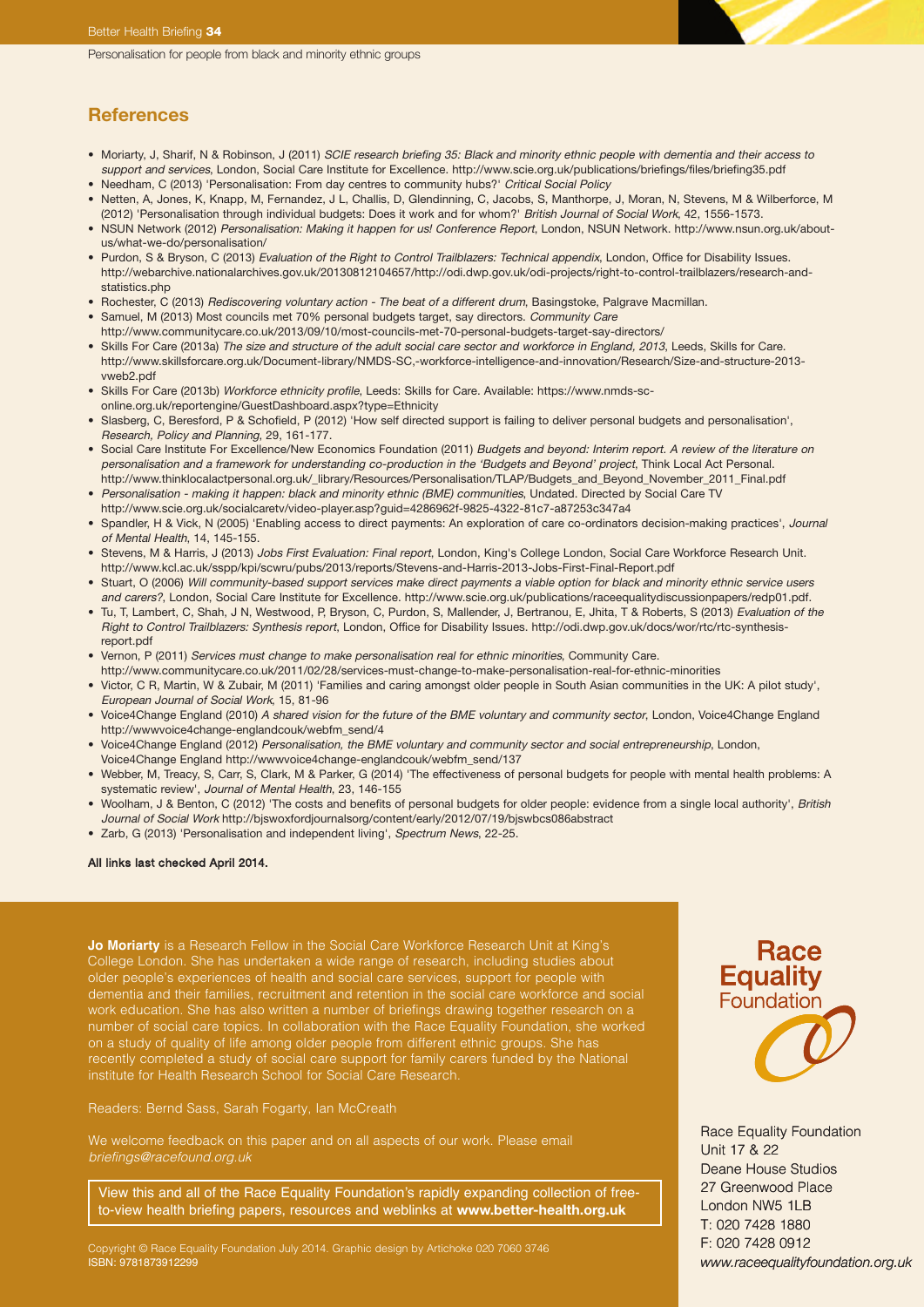## References

- Moriarty, J, Sharif, N & Robinson, J (2011) *SCIE research briefing 35: Black and minority ethnic people with dementia and their access to support and services*, London, Social Care Institute for Excellence. http://www.scie.org.uk/publications/briefings/files/briefing35.pdf
- Needham, C (2013) 'Personalisation: From day centres to community hubs?' *Critical Social Policy*
- Netten, A, Jones, K, Knapp, M, Fernandez, J L, Challis, D, Glendinning, C, Jacobs, S, Manthorpe, J, Moran, N, Stevens, M & Wilberforce, M (2012) 'Personalisation through individual budgets: Does it work and for whom?' *British Journal of Social Work*, 42, 1556-1573.
- NSUN Network (2012) *Personalisation: Making it happen for us! Conference Report*, London, NSUN Network. http://www.nsun.org.uk/about-us/what-we-do/personalisation/
- Purdon, S & Bryson, C (2013) *Evaluation of the Right to Control Trailblazers: Technical appendix*, London, Office for Disability Issues. http://webarchive.nationalarchives.gov.uk/20130812104657/http://odi.dwp.gov.uk/odi-projects/right-to-control-trailblazers/research-and-statistics.php
- Rochester, C (2013) *Rediscovering voluntary action - The beat of a different drum*, Basingstoke, Palgrave Macmillan.
- Samuel, M (2013) Most councils met 70% personal budgets target, say directors. *Community Care* http://www.communitycare.co.uk/2013/09/10/most-councils-met-70-personal-budgets-target-say-directors/
- Skills For Care (2013a) *The size and structure of the adult social care sector and workforce in England, 2013*, Leeds, Skills for Care. http://www.skillsforcare.org.uk/Document-library/NMDS-SC,-workforce-intelligence-and-innovation/Research/Size-and-structure-2013-vweb2.pdf
- Skills For Care (2013b) *Workforce ethnicity profile*, Leeds: Skills for Care. Available: https://www.nmds-sc-online.org.uk/reportengine/GuestDashboard.aspx?type=Ethnicity
- Slasberg, C, Beresford, P & Schofield, P (2012) 'How self directed support is failing to deliver personal budgets and personalisation', *Research, Policy and Planning*, 29, 161-177.
- Social Care Institute For Excellence/New Economics Foundation (2011) *Budgets and beyond: Interim report. A review of the literature on personalisation and a framework for understanding co-production in the 'Budgets and Beyond' project*, Think Local Act Personal. http://www.thinklocalactpersonal.org.uk/_library/Resources/Personalisation/TLAP/Budgets_and_Beyond_November_2011_Final.pdf
- *Personalisation - making it happen: black and minority ethnic (BME) communities*, Undated. Directed by Social Care TV http://www.scie.org.uk/socialcaretv/video-player.asp?guid=4286962f-9825-4322-81c7-a87253c347a4
- Spandler, H & Vick, N (2005) 'Enabling access to direct payments: An exploration of care co-ordinators decision-making practices', *Journal of Mental Health*, 14, 145-155.
- Stevens, M & Harris, J (2013) *Jobs First Evaluation: Final report*, London, King's College London, Social Care Workforce Research Unit. http://www.kcl.ac.uk/sspp/kpi/scwru/pubs/2013/reports/Stevens-and-Harris-2013-Jobs-First-Final-Report.pdf
- Stuart, O (2006) *Will community-based support services make direct payments a viable option for black and minority ethnic service users and carers?*, London, Social Care Institute for Excellence. http://www.scie.org.uk/publications/raceequalitydiscussionpapers/redp01.pdf.
- Tu, T, Lambert, C, Shah, J N, Westwood, P, Bryson, C, Purdon, S, Mallender, J, Bertranou, E, Jhita, T & Roberts, S (2013) *Evaluation of the Right to Control Trailblazers: Synthesis report*, London, Office for Disability Issues. http://odi.dwp.gov.uk/docs/wor/rtc/rtc-synthesis-report.pdf
- Vernon, P (2011) *Services must change to make personalisation real for ethnic minorities*, Community Care. http://www.communitycare.co.uk/2011/02/28/services-must-change-to-make-personalisation-real-for-ethnic-minorities
- Victor, C R, Martin, W & Zubair, M (2011) 'Families and caring amongst older people in South Asian communities in the UK: A pilot study', *European Journal of Social Work*, 15, 81-96
- Voice4Change England (2010) *A shared vision for the future of the BME voluntary and community sector*, London, Voice4Change England http://wwwvoice4change-englandcouk/webfm_send/4
- Voice4Change England (2012) *Personalisation, the BME voluntary and community sector and social entrepreneurship*, London, Voice4Change England http://wwwvoice4change-englandcouk/webfm_send/137
- Webber, M, Treacy, S, Carr, S, Clark, M & Parker, G (2014) 'The effectiveness of personal budgets for people with mental health problems: A systematic review', *Journal of Mental Health*, 23, 146-155
- Woolham, J & Benton, C (2012) 'The costs and benefits of personal budgets for older people: evidence from a single local authority', *British Journal of Social Work* http://bjswoxfordjournalsorg/content/early/2012/07/19/bjswbcs086abstract
- Zarb, G (2013) 'Personalisation and independent living', *Spectrum News*, 22-25.

**All links last checked April 2014.**

**Jo Moriarty** is a Research Fellow in the Social Care Workforce Research Unit at King's College London. She has undertaken a wide range of research, including studies about older people's experiences of health and social care services, support for people with dementia and their families, recruitment and retention in the social care workforce and social work education. She has also written a number of briefings drawing together research on a number of social care topics. In collaboration with the Race Equality Foundation, she worked on a study of quality of life among older people from different ethnic groups. She has recently completed a study of social care support for family carers funded by the National institute for Health Research School for Social Care Research.

Readers: Bernd Sass, Sarah Fogarty, Ian McCreath

We welcome feedback on this paper and on all aspects of our work. Please email *briefings@racefound.org.uk*

View this and all of the Race Equality Foundation's rapidly expanding collection of free-to-view health briefing papers, resources and weblinks at **www.better-health.org.uk**

Copyright © Race Equality Foundation July 2014. Graphic design by Artichoke 020 7060 3746
ISBN: 9781873912299

Race Equality Foundation

Race Equality Foundation
Unit 17 & 22
Deane House Studios
27 Greenwood Place
London NW5 1LB
T: 020 7428 1880
F: 020 7428 0912
*www.raceequalityfoundation.org.uk*